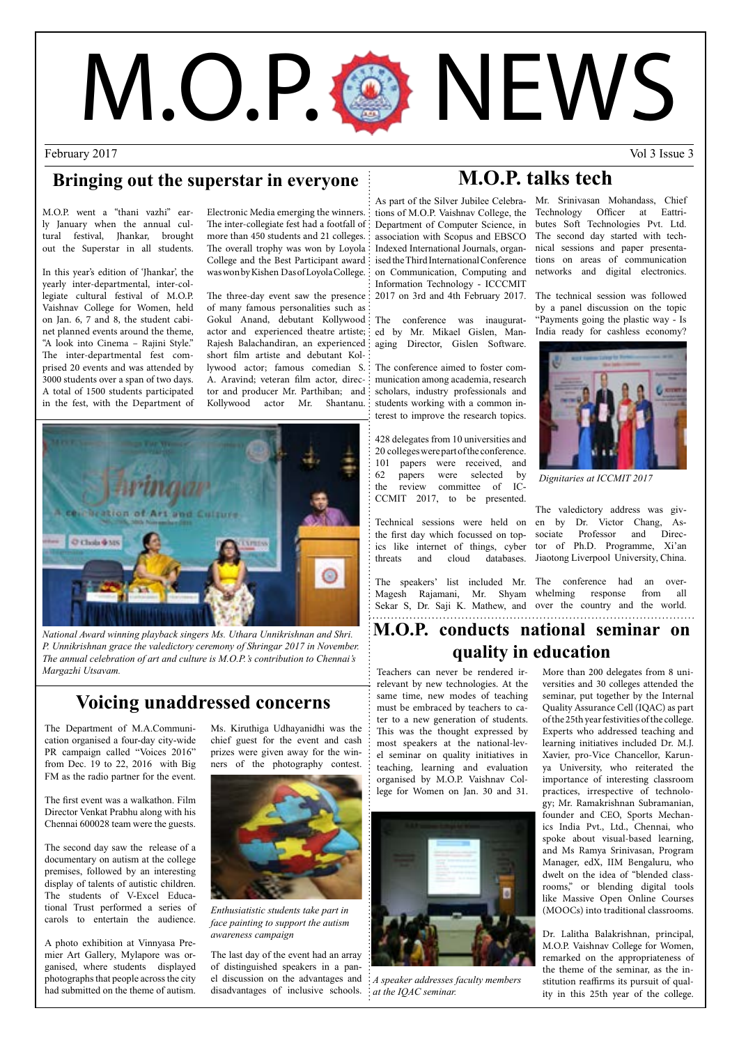# M.O.P. NEWS

February 2017 — Vol 3 Issue 3

## Bringing out the superstar in everyone

M.O.P. went a "thani vazhi" early January when the annual cultural festival, Jhankar, brought out the Superstar in all students.

In this year's edition of 'Jhankar', the yearly inter-departmental, inter-collegiate cultural festival of M.O.P. Vaishnav College for Women, held on Jan. 6, 7 and 8, the student cabinet planned events around the theme, "A look into Cinema – Rajini Style." The inter-departmental fest comprised 20 events and was attended by 3000 students over a span of two days. A total of 1500 students participated in the fest, with the Department of Electronic Media emerging the winners. The inter-collegiate fest had a footfall of more than 450 students and 21 colleges. The overall trophy was won by Loyola College and the Best Participant award was won by Kishen Das of Loyola College.

The three-day event saw the presence of many famous personalities such as Gokul Anand, debutant Kollywood actor and experienced theatre artiste; Rajesh Balachandiran, an experienced short film artiste and debutant Kollywood actor; famous comedian S. A. Aravind; veteran film actor, director and producer Mr. Parthiban; and Kollywood actor Mr. Shantanu.

*National Award winning playback singers Ms. Uthara Unnikrishnan and Shri. P. Unnikrishnan grace the valedictory ceremony of Shringar 2017 in November. The annual celebration of art and culture is M.O.P.'s contribution to Chennai's Margazhi Utsavam.*

## Voicing unaddressed concerns

The Department of M.A.Communication organised a four-day city-wide PR campaign called "Voices 2016" from Dec. 19 to 22, 2016 with Big FM as the radio partner for the event.

The first event was a walkathon. Film Director Venkat Prabhu along with his Chennai 600028 team were the guests.

The second day saw the release of a documentary on autism at the college premises, followed by an interesting display of talents of autistic children. The students of V-Excel Educational Trust performed a series of carols to entertain the audience.

A photo exhibition at Vinnyasa Premier Art Gallery, Mylapore was organised, where students displayed photographs that people across the city had submitted on the theme of autism.

Ms. Kiruthiga Udhayanidhi was the chief guest for the event and cash prizes were given away for the winners of the photography contest.

*Enthusiatistic students take part in face painting to support the autism awareness campaign*

The last day of the event had an array of distinguished speakers in a panel discussion on the advantages and disadvantages of inclusive schools.

## M.O.P. talks tech

As part of the Silver Jubilee Celebrations of M.O.P. Vaishnav College, the Department of Computer Science, in association with Scopus and EBSCO Indexed International Journals, organised the Third International Conference on Communication, Computing and Information Technology - ICCCMIT 2017 on 3rd and 4th February 2017.

The conference was inaugurated by Mr. Mikael Gislen, Managing Director, Gislen Software.

The conference aimed to foster communication among academia, research scholars, industry professionals and students working with a common interest to improve the research topics.

428 delegates from 10 universities and 20 colleges were part of the conference. 101 papers were received, and 62 papers were selected by the review committee of ICCCMIT 2017, to be presented.

Technical sessions were held on the first day which focussed on topics like internet of things, cyber threats and cloud databases.

The speakers' list included Mr. Magesh Rajamani, Mr. Shyam Sekar S, Dr. Saji K. Mathew, and Mr. Srinivasan Mohandass, Chief Technology Officer at Eattributes Soft Technologies Pvt. Ltd. The second day started with technical sessions and paper presentations on areas of communication networks and digital electronics.

The technical session was followed by a panel discussion on the topic "Payments going the plastic way - Is India ready for cashless economy?

*Dignitaries at ICCMIT 2017*

The valedictory address was given by Dr. Victor Chang, Associate Professor and Director of Ph.D. Programme, Xi'an Jiaotong Liverpool University, China.

The conference had an overwhelming response from all over the country and the world.

## M.O.P. conducts national seminar on quality in education

Teachers can never be rendered irrelevant by new technologies. At the same time, new modes of teaching must be embraced by teachers to cater to a new generation of students. This was the thought expressed by most speakers at the national-level seminar on quality initiatives in teaching, learning and evaluation organised by M.O.P. Vaishnav College for Women on Jan. 30 and 31.

*A speaker addresses faculty members at the IQAC seminar.*

More than 200 delegates from 8 universities and 30 colleges attended the seminar, put together by the Internal Quality Assurance Cell (IQAC) as part of the 25th year festivities of the college. Experts who addressed teaching and learning initiatives included Dr. M.J. Xavier, pro-Vice Chancellor, Karunya University, who reiterated the importance of interesting classroom practices, irrespective of technology; Mr. Ramakrishnan Subramanian, founder and CEO, Sports Mechanics India Pvt., Ltd., Chennai, who spoke about visual-based learning, and Ms Ramya Srinivasan, Program Manager, edX, IIM Bengaluru, who dwelt on the idea of "blended classrooms," or blending digital tools like Massive Open Online Courses (MOOCs) into traditional classrooms.

Dr. Lalitha Balakrishnan, principal, M.O.P. Vaishnav College for Women, remarked on the appropriateness of the theme of the seminar, as the institution reaffirms its pursuit of quality in this 25th year of the college.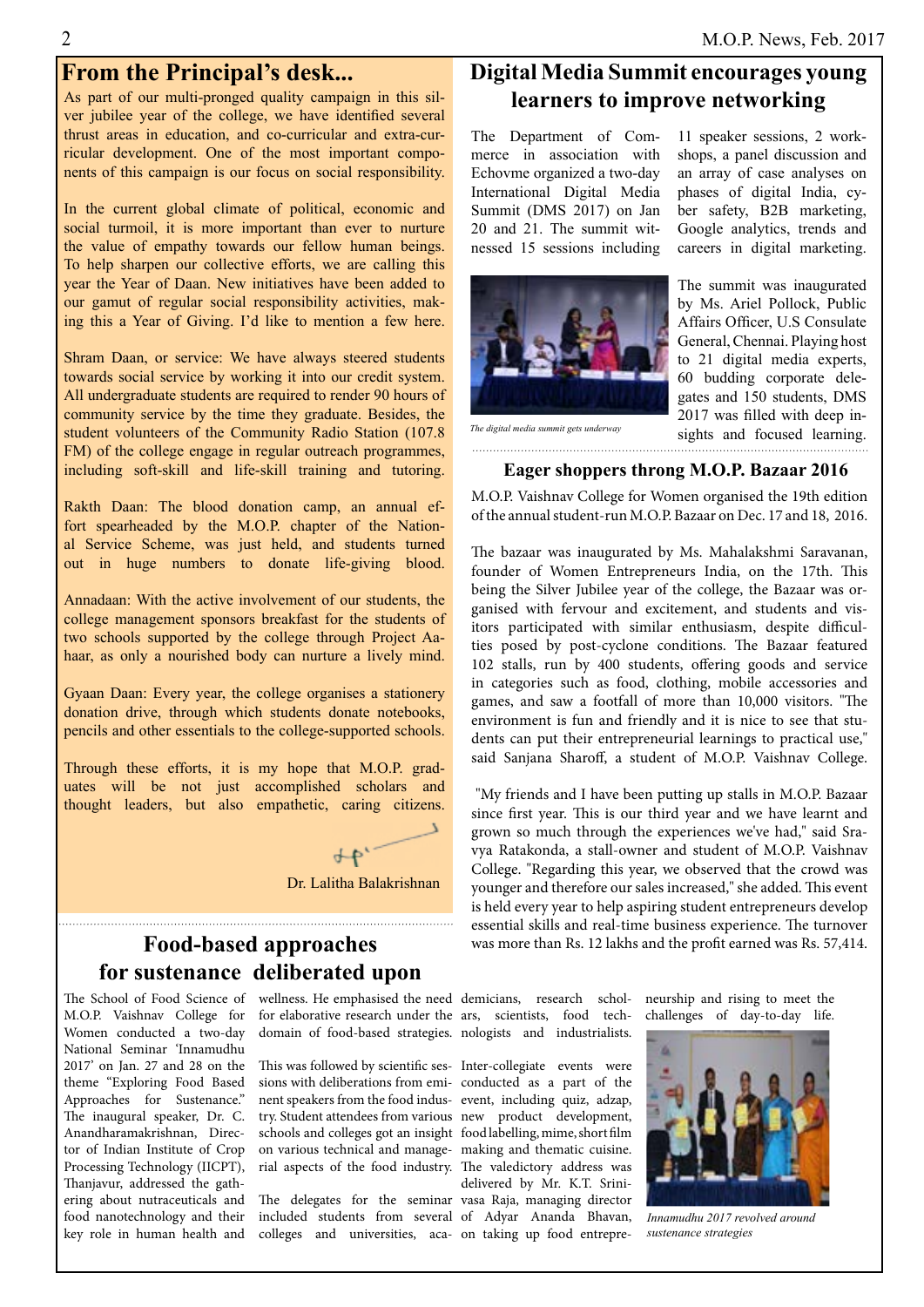## From the Principal's desk...

As part of our multi-pronged quality campaign in this silver jubilee year of the college, we have identified several thrust areas in education, and co-curricular and extra-curricular development. One of the most important components of this campaign is our focus on social responsibility.

In the current global climate of political, economic and social turmoil, it is more important than ever to nurture the value of empathy towards our fellow human beings. To help sharpen our collective efforts, we are calling this year the Year of Daan. New initiatives have been added to our gamut of regular social responsibility activities, making this a Year of Giving. I'd like to mention a few here.

Shram Daan, or service: We have always steered students towards social service by working it into our credit system. All undergraduate students are required to render 90 hours of community service by the time they graduate. Besides, the student volunteers of the Community Radio Station (107.8 FM) of the college engage in regular outreach programmes, including soft-skill and life-skill training and tutoring.

Rakth Daan: The blood donation camp, an annual effort spearheaded by the M.O.P. chapter of the National Service Scheme, was just held, and students turned out in huge numbers to donate life-giving blood.

Annadaan: With the active involvement of our students, the college management sponsors breakfast for the students of two schools supported by the college through Project Aahaar, as only a nourished body can nurture a lively mind.

Gyaan Daan: Every year, the college organises a stationery donation drive, through which students donate notebooks, pencils and other essentials to the college-supported schools.

Through these efforts, it is my hope that M.O.P. graduates will be not just accomplished scholars and thought leaders, but also empathetic, caring citizens.

Dr. Lalitha Balakrishnan

## Digital Media Summit encourages young learners to improve networking

The Department of Commerce in association with Echovme organized a two-day International Digital Media Summit (DMS 2017) on Jan 20 and 21. The summit witnessed 15 sessions including 11 speaker sessions, 2 workshops, a panel discussion and an array of case analyses on phases of digital India, cyber safety, B2B marketing, Google analytics, trends and careers in digital marketing.

*The digital media summit gets underway*

The summit was inaugurated by Ms. Ariel Pollock, Public Affairs Officer, U.S Consulate General, Chennai. Playing host to 21 digital media experts, 60 budding corporate delegates and 150 students, DMS 2017 was filled with deep insights and focused learning.

### Eager shoppers throng M.O.P. Bazaar 2016

M.O.P. Vaishnav College for Women organised the 19th edition of the annual student-run M.O.P. Bazaar on Dec. 17 and 18, 2016.

The bazaar was inaugurated by Ms. Mahalakshmi Saravanan, founder of Women Entrepreneurs India, on the 17th. This being the Silver Jubilee year of the college, the Bazaar was organised with fervour and excitement, and students and visitors participated with similar enthusiasm, despite difficulties posed by post-cyclone conditions. The Bazaar featured 102 stalls, run by 400 students, offering goods and service in categories such as food, clothing, mobile accessories and games, and saw a footfall of more than 10,000 visitors. "The environment is fun and friendly and it is nice to see that students can put their entrepreneurial learnings to practical use," said Sanjana Sharoff, a student of M.O.P. Vaishnav College.

"My friends and I have been putting up stalls in M.O.P. Bazaar since first year. This is our third year and we have learnt and grown so much through the experiences we've had," said Sravya Ratakonda, a stall-owner and student of M.O.P. Vaishnav College. "Regarding this year, we observed that the crowd was younger and therefore our sales increased," she added. This event is held every year to help aspiring student entrepreneurs develop essential skills and real-time business experience. The turnover was more than Rs. 12 lakhs and the profit earned was Rs. 57,414.

## Food-based approaches for sustenance deliberated upon

The School of Food Science of M.O.P. Vaishnav College for Women conducted a two-day National Seminar 'Innamudhu 2017' on Jan. 27 and 28 on the theme "Exploring Food Based Approaches for Sustenance." The inaugural speaker, Dr. C. Anandharamakrishnan, Director of Indian Institute of Crop Processing Technology (IICPT), Thanjavur, addressed the gathering about nutraceuticals and food nanotechnology and their key role in human health and wellness. He emphasised the need for elaborative research under the domain of food-based strategies.

This was followed by scientific sessions with deliberations from eminent speakers from the food industry. Student attendees from various schools and colleges got an insight on various technical and managerial aspects of the food industry.

The delegates for the seminar included students from several colleges and universities, academicians, research scholars, scientists, food technologists and industrialists.

Inter-collegiate events were conducted as a part of the event, including quiz, adzap, new product development, food labelling, mime, short film making and thematic cuisine. The valedictory address was delivered by Mr. K.T. Srinivasa Raja, managing director of Adyar Ananda Bhavan, on taking up food entrepreneurship and rising to meet the challenges of day-to-day life.

*Innamudhu 2017 revolved around sustenance strategies*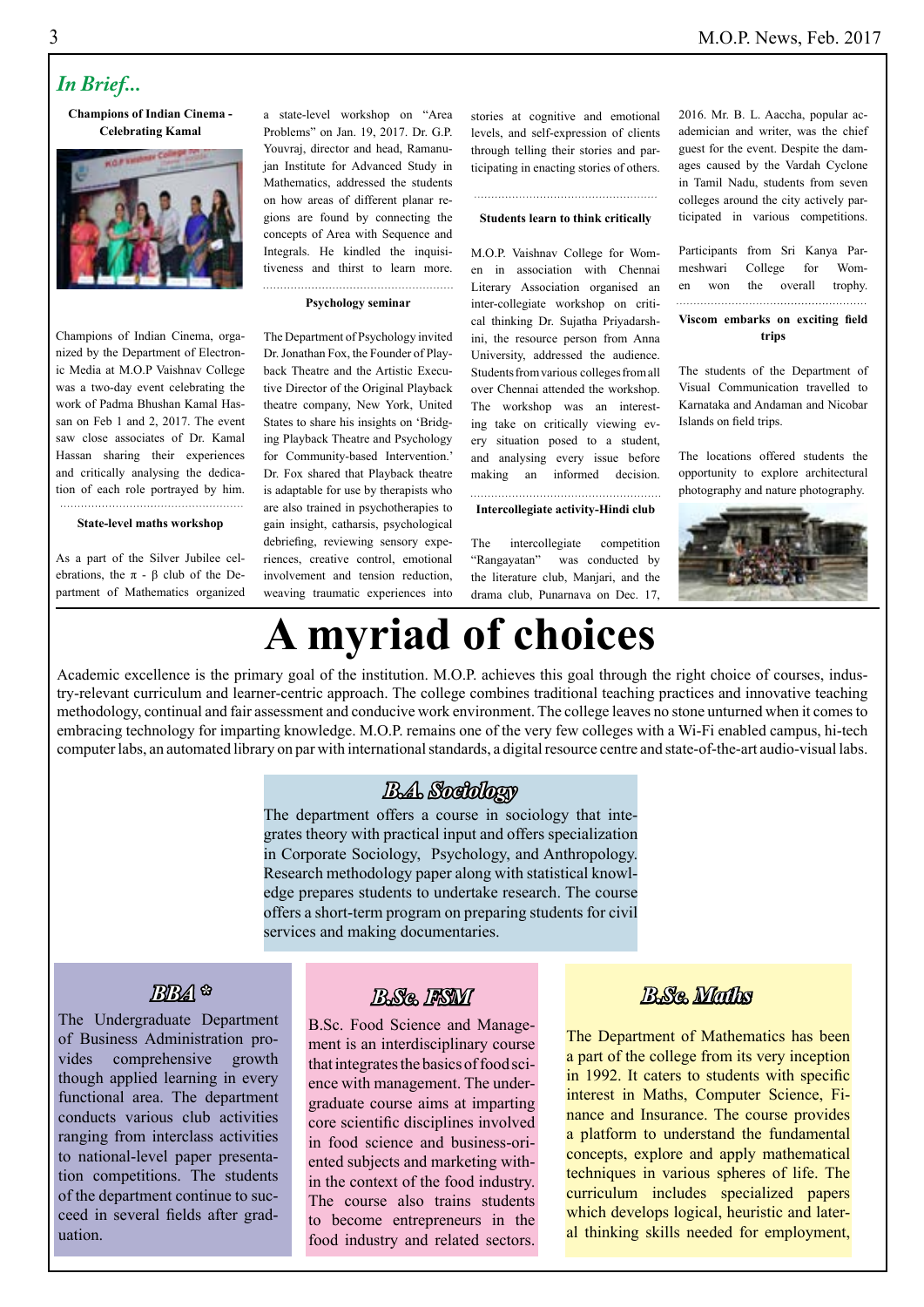## *In Brief...*

### Champions of Indian Cinema - Celebrating Kamal

Champions of Indian Cinema, organized by the Department of Electronic Media at M.O.P Vaishnav College was a two-day event celebrating the work of Padma Bhushan Kamal Hassan on Feb 1 and 2, 2017. The event saw close associates of Dr. Kamal Hassan sharing their experiences and critically analysing the dedication of each role portrayed by him.

### State-level maths workshop

As a part of the Silver Jubilee celebrations, the π - β club of the Department of Mathematics organized a state-level workshop on "Area Problems" on Jan. 19, 2017. Dr. G.P. Youvraj, director and head, Ramanujan Institute for Advanced Study in Mathematics, addressed the students on how areas of different planar regions are found by connecting the concepts of Area with Sequence and Integrals. He kindled the inquisitiveness and thirst to learn more.

### Psychology seminar

The Department of Psychology invited Dr. Jonathan Fox, the Founder of Playback Theatre and the Artistic Executive Director of the Original Playback theatre company, New York, United States to share his insights on 'Bridging Playback Theatre and Psychology for Community-based Intervention.' Dr. Fox shared that Playback theatre is adaptable for use by therapists who are also trained in psychotherapies to gain insight, catharsis, psychological debriefing, reviewing sensory experiences, creative control, emotional involvement and tension reduction, weaving traumatic experiences into stories at cognitive and emotional levels, and self-expression of clients through telling their stories and participating in enacting stories of others.

### Students learn to think critically

M.O.P. Vaishnav College for Women in association with Chennai Literary Association organised an inter-collegiate workshop on critical thinking Dr. Sujatha Priyadarshini, the resource person from Anna University, addressed the audience. Students from various colleges from all over Chennai attended the workshop. The workshop was an interesting take on critically viewing every situation posed to a student, and analysing every issue before making an informed decision.

### Intercollegiate activity-Hindi club

The intercollegiate competition "Rangayatan" was conducted by the literature club, Manjari, and the drama club, Punarnava on Dec. 17, 2016. Mr. B. L. Aaccha, popular academician and writer, was the chief guest for the event. Despite the damages caused by the Vardah Cyclone in Tamil Nadu, students from seven colleges around the city actively participated in various competitions.

Participants from Sri Kanya Parmeshwari College for Women won the overall trophy.

### Viscom embarks on exciting field trips

The students of the Department of Visual Communication travelled to Karnataka and Andaman and Nicobar Islands on field trips.

The locations offered students the opportunity to explore architectural photography and nature photography.

# A myriad of choices

Academic excellence is the primary goal of the institution. M.O.P. achieves this goal through the right choice of courses, industry-relevant curriculum and learner-centric approach. The college combines traditional teaching practices and innovative teaching methodology, continual and fair assessment and conducive work environment. The college leaves no stone unturned when it comes to embracing technology for imparting knowledge. M.O.P. remains one of the very few colleges with a Wi-Fi enabled campus, hi-tech computer labs, an automated library on par with international standards, a digital resource centre and state-of-the-art audio-visual labs.

### B.A. Sociology

The department offers a course in sociology that integrates theory with practical input and offers specialization in Corporate Sociology, Psychology, and Anthropology. Research methodology paper along with statistical knowledge prepares students to undertake research. The course offers a short-term program on preparing students for civil services and making documentaries.

### BBA *

The Undergraduate Department of Business Administration provides comprehensive growth though applied learning in every functional area. The department conducts various club activities ranging from interclass activities to national-level paper presentation competitions. The students of the department continue to succeed in several fields after graduation.

### B.Sc. FSM

B.Sc. Food Science and Management is an interdisciplinary course that integrates the basics of food science with management. The undergraduate course aims at imparting core scientific disciplines involved in food science and business-oriented subjects and marketing within the context of the food industry. The course also trains students to become entrepreneurs in the food industry and related sectors.

### B.Sc. Maths

The Department of Mathematics has been a part of the college from its very inception in 1992. It caters to students with specific interest in Maths, Computer Science, Finance and Insurance. The course provides a platform to understand the fundamental concepts, explore and apply mathematical techniques in various spheres of life. The curriculum includes specialized papers which develops logical, heuristic and lateral thinking skills needed for employment,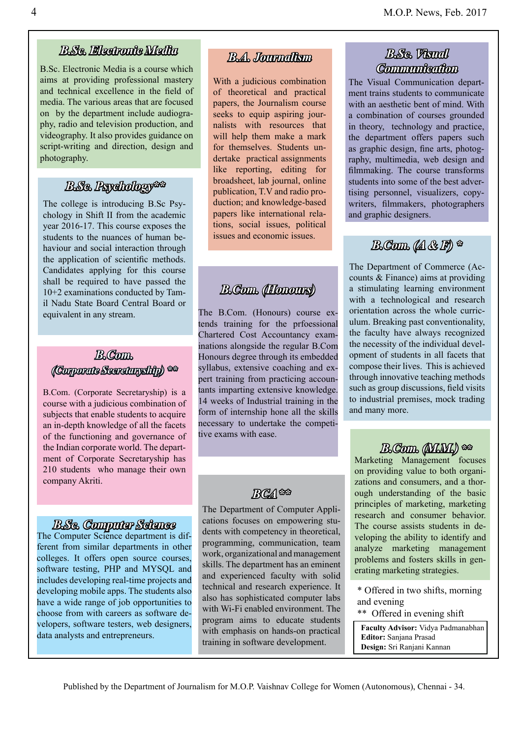### B.Sc. Electronic Media

B.Sc. Electronic Media is a course which aims at providing professional mastery and technical excellence in the field of media. The various areas that are focused on by the department include audiography, radio and television production, and videography. It also provides guidance on script-writing and direction, design and photography.

### B.Sc. Psychology**

The college is introducing B.Sc Psychology in Shift II from the academic year 2016-17. This course exposes the students to the nuances of human behaviour and social interaction through the application of scientific methods. Candidates applying for this course shall be required to have passed the 10+2 examinations conducted by Tamil Nadu State Board Central Board or equivalent in any stream.

### B.Com. (Corporate Secretaryship) **

B.Com. (Corporate Secretaryship) is a course with a judicious combination of subjects that enable students to acquire an in-depth knowledge of all the facets of the functioning and governance of the Indian corporate world. The department of Corporate Secretaryship has 210 students who manage their own company Akriti.

### B.Sc. Computer Science

The Computer Science department is different from similar departments in other colleges. It offers open source courses, software testing, PHP and MYSQL and includes developing real-time projects and developing mobile apps. The students also have a wide range of job opportunities to choose from with careers as software developers, software testers, web designers, data analysts and entrepreneurs.

### B.A. Journalism

With a judicious combination of theoretical and practical papers, the Journalism course seeks to equip aspiring journalists with resources that will help them make a mark for themselves. Students undertake practical assignments like reporting, editing for broadsheet, lab journal, online publication, T.V and radio production; and knowledge-based papers like international relations, social issues, political issues and economic issues.

### B.Com. (Honours)

The B.Com. (Honours) course extends training for the prfoessional Chartered Cost Accountancy examinations alongside the regular B.Com Honours degree through its embedded syllabus, extensive coaching and expert training from practicing accountants imparting extensive knowledge. 14 weeks of Industrial training in the form of internship hone all the skills necessary to undertake the competitive exams with ease.

### BCA**

The Department of Computer Applications focuses on empowering students with competency in theoretical, programming, communication, team work, organizational and management skills. The department has an eminent and experienced faculty with solid technical and research experience. It also has sophisticated computer labs with Wi-Fi enabled environment. The program aims to educate students with emphasis on hands-on practical training in software development.

### B.Sc. Visual Communication

The Visual Communication department trains students to communicate with an aesthetic bent of mind. With a combination of courses grounded in theory, technology and practice, the department offers papers such as graphic design, fine arts, photography, multimedia, web design and filmmaking. The course transforms students into some of the best advertising personnel, visualizers, copywriters, filmmakers, photographers and graphic designers.

### B.Com. (A & F) *

The Department of Commerce (Accounts & Finance) aims at providing a stimulating learning environment with a technological and research orientation across the whole curriculum. Breaking past conventionality, the faculty have always recognized the necessity of the individual development of students in all facets that compose their lives. This is achieved through innovative teaching methods such as group discussions, field visits to industrial premises, mock trading and many more.

### B.Com. (M.M.) **

Marketing Management focuses on providing value to both organizations and consumers, and a thorough understanding of the basic principles of marketing, marketing research and consumer behavior. The course assists students in developing the ability to identify and analyze marketing management problems and fosters skills in generating marketing strategies.

\* Offered in two shifts, morning and evening

** Offered in evening shift

**Faculty Advisor:** Vidya Padmanabhan
**Editor:** Sanjana Prasad
**Design:** Sri Ranjani Kannan

Published by the Department of Journalism for M.O.P. Vaishnav College for Women (Autonomous), Chennai - 34.